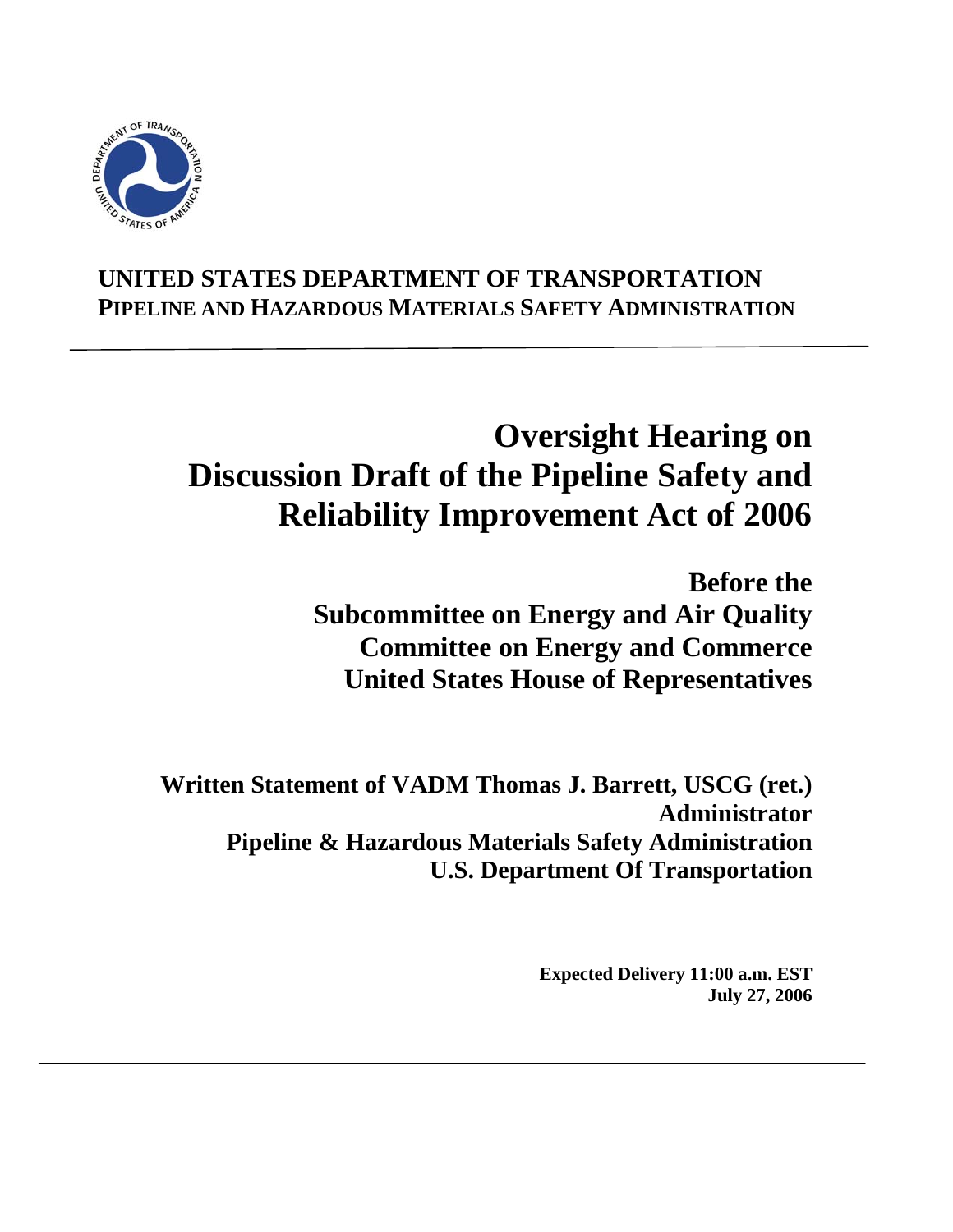**UNITED STATES DEPARTMENT OF TRANSPORTATION**
**PIPELINE AND HAZARDOUS MATERIALS SAFETY ADMINISTRATION**

---

# Oversight Hearing on Discussion Draft of the Pipeline Safety and Reliability Improvement Act of 2006

## Before the Subcommittee on Energy and Air Quality Committee on Energy and Commerce United States House of Representatives

**Written Statement of VADM Thomas J. Barrett, USCG (ret.)**
**Administrator**
**Pipeline & Hazardous Materials Safety Administration**
**U.S. Department Of Transportation**

**Expected Delivery 11:00 a.m. EST**
**July 27, 2006**

---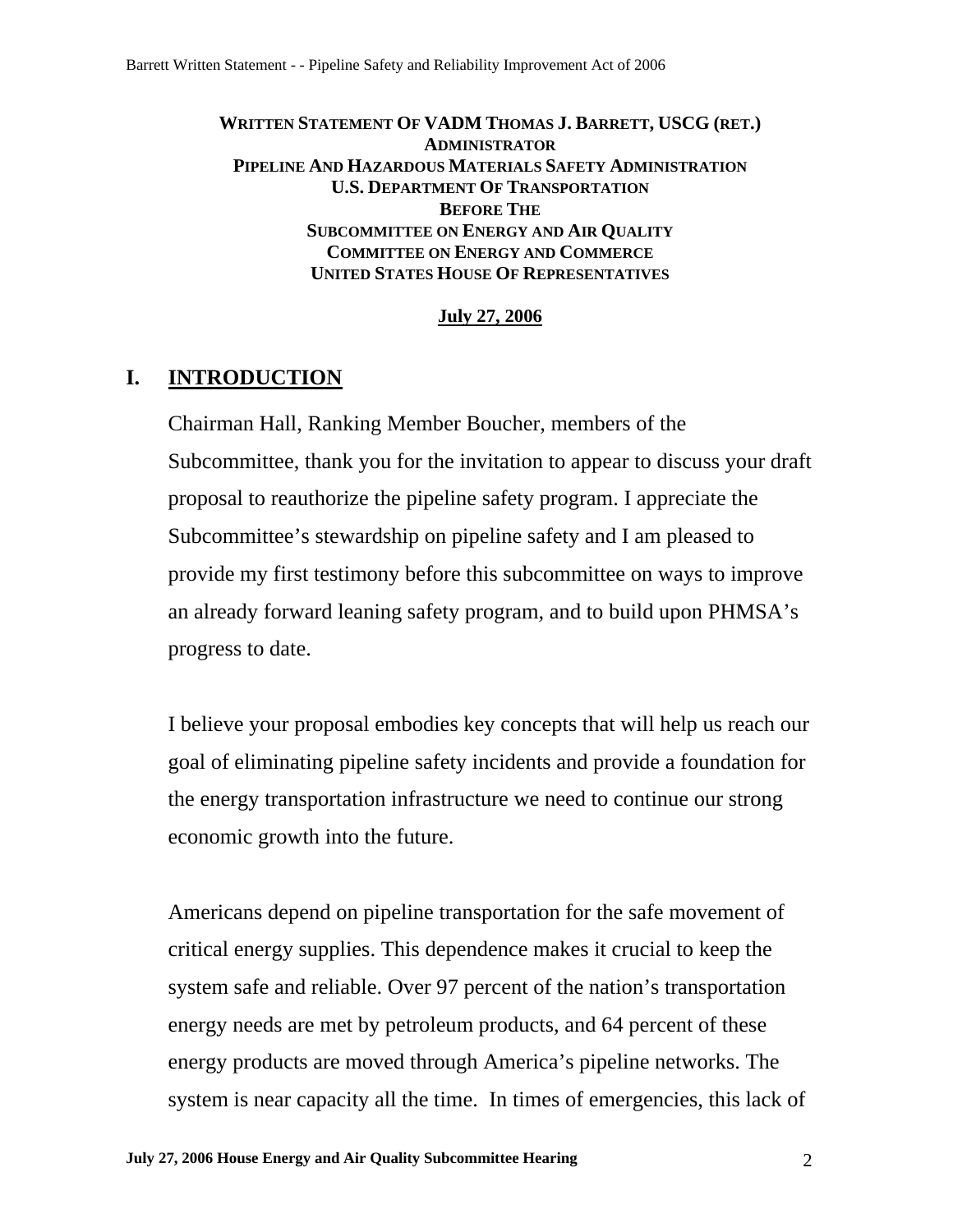**WRITTEN STATEMENT OF VADM THOMAS J. BARRETT, USCG (RET.)**
**ADMINISTRATOR**
**PIPELINE AND HAZARDOUS MATERIALS SAFETY ADMINISTRATION**
**U.S. DEPARTMENT OF TRANSPORTATION**
**BEFORE THE**
**SUBCOMMITTEE ON ENERGY AND AIR QUALITY**
**COMMITTEE ON ENERGY AND COMMERCE**
**UNITED STATES HOUSE OF REPRESENTATIVES**

**July 27, 2006**

## I. INTRODUCTION

Chairman Hall, Ranking Member Boucher, members of the Subcommittee, thank you for the invitation to appear to discuss your draft proposal to reauthorize the pipeline safety program. I appreciate the Subcommittee's stewardship on pipeline safety and I am pleased to provide my first testimony before this subcommittee on ways to improve an already forward leaning safety program, and to build upon PHMSA's progress to date.

I believe your proposal embodies key concepts that will help us reach our goal of eliminating pipeline safety incidents and provide a foundation for the energy transportation infrastructure we need to continue our strong economic growth into the future.

Americans depend on pipeline transportation for the safe movement of critical energy supplies. This dependence makes it crucial to keep the system safe and reliable. Over 97 percent of the nation's transportation energy needs are met by petroleum products, and 64 percent of these energy products are moved through America's pipeline networks. The system is near capacity all the time. In times of emergencies, this lack of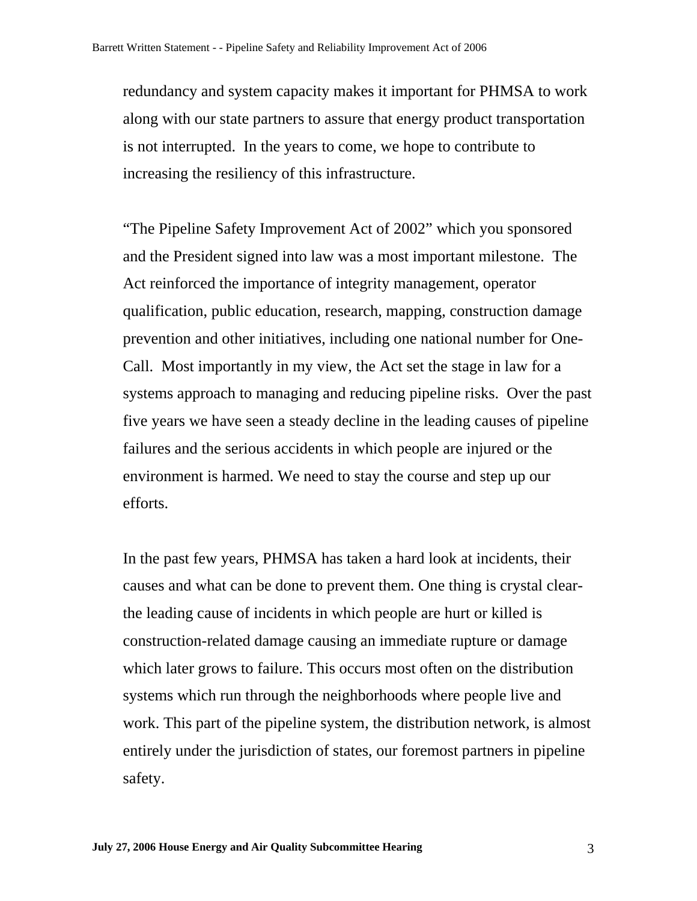redundancy and system capacity makes it important for PHMSA to work along with our state partners to assure that energy product transportation is not interrupted. In the years to come, we hope to contribute to increasing the resiliency of this infrastructure.

"The Pipeline Safety Improvement Act of 2002" which you sponsored and the President signed into law was a most important milestone. The Act reinforced the importance of integrity management, operator qualification, public education, research, mapping, construction damage prevention and other initiatives, including one national number for One-Call. Most importantly in my view, the Act set the stage in law for a systems approach to managing and reducing pipeline risks. Over the past five years we have seen a steady decline in the leading causes of pipeline failures and the serious accidents in which people are injured or the environment is harmed. We need to stay the course and step up our efforts.

In the past few years, PHMSA has taken a hard look at incidents, their causes and what can be done to prevent them. One thing is crystal clear- the leading cause of incidents in which people are hurt or killed is construction-related damage causing an immediate rupture or damage which later grows to failure. This occurs most often on the distribution systems which run through the neighborhoods where people live and work. This part of the pipeline system, the distribution network, is almost entirely under the jurisdiction of states, our foremost partners in pipeline safety.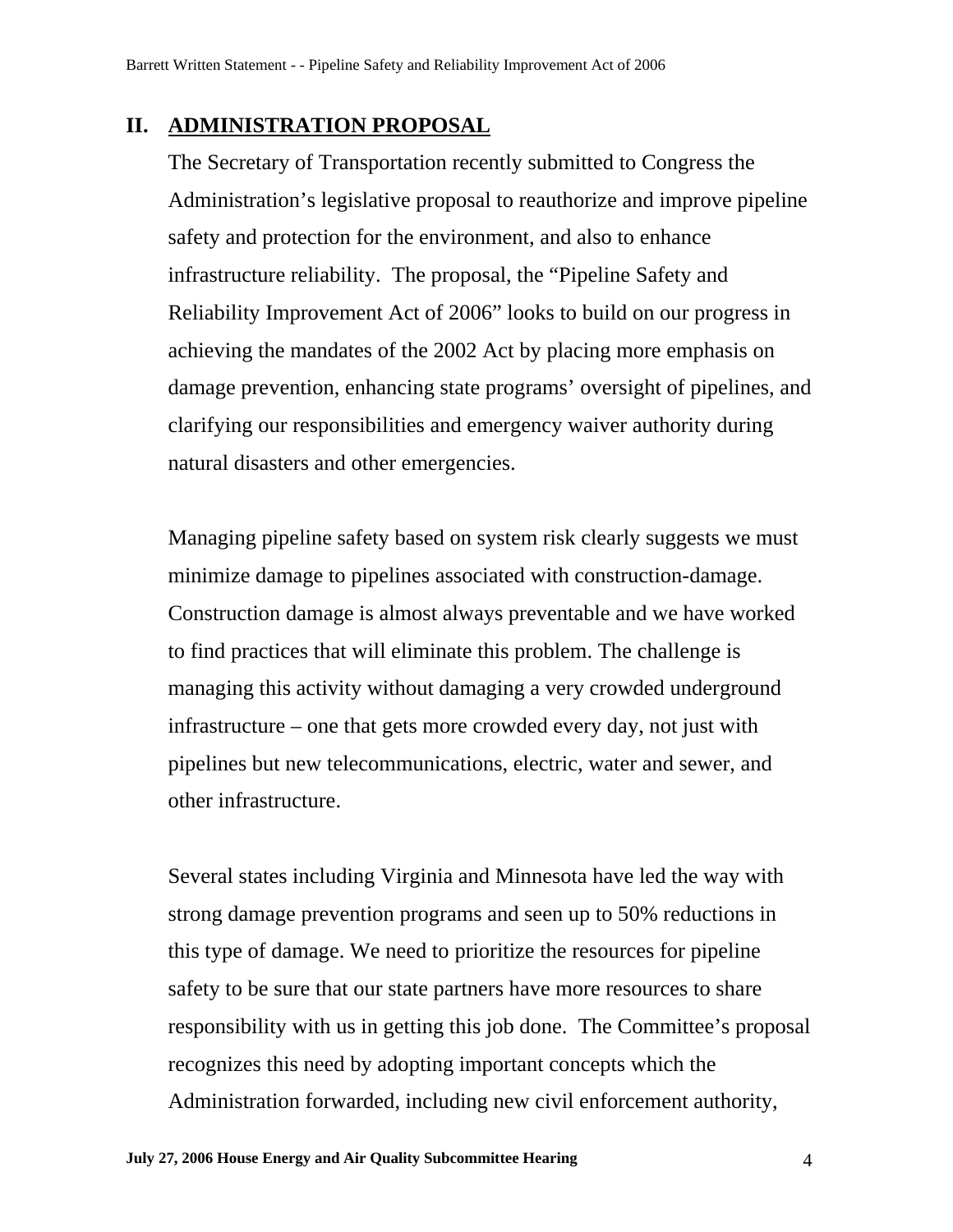## II. ADMINISTRATION PROPOSAL

The Secretary of Transportation recently submitted to Congress the Administration's legislative proposal to reauthorize and improve pipeline safety and protection for the environment, and also to enhance infrastructure reliability. The proposal, the "Pipeline Safety and Reliability Improvement Act of 2006" looks to build on our progress in achieving the mandates of the 2002 Act by placing more emphasis on damage prevention, enhancing state programs' oversight of pipelines, and clarifying our responsibilities and emergency waiver authority during natural disasters and other emergencies.

Managing pipeline safety based on system risk clearly suggests we must minimize damage to pipelines associated with construction-damage. Construction damage is almost always preventable and we have worked to find practices that will eliminate this problem. The challenge is managing this activity without damaging a very crowded underground infrastructure – one that gets more crowded every day, not just with pipelines but new telecommunications, electric, water and sewer, and other infrastructure.

Several states including Virginia and Minnesota have led the way with strong damage prevention programs and seen up to 50% reductions in this type of damage. We need to prioritize the resources for pipeline safety to be sure that our state partners have more resources to share responsibility with us in getting this job done. The Committee's proposal recognizes this need by adopting important concepts which the Administration forwarded, including new civil enforcement authority,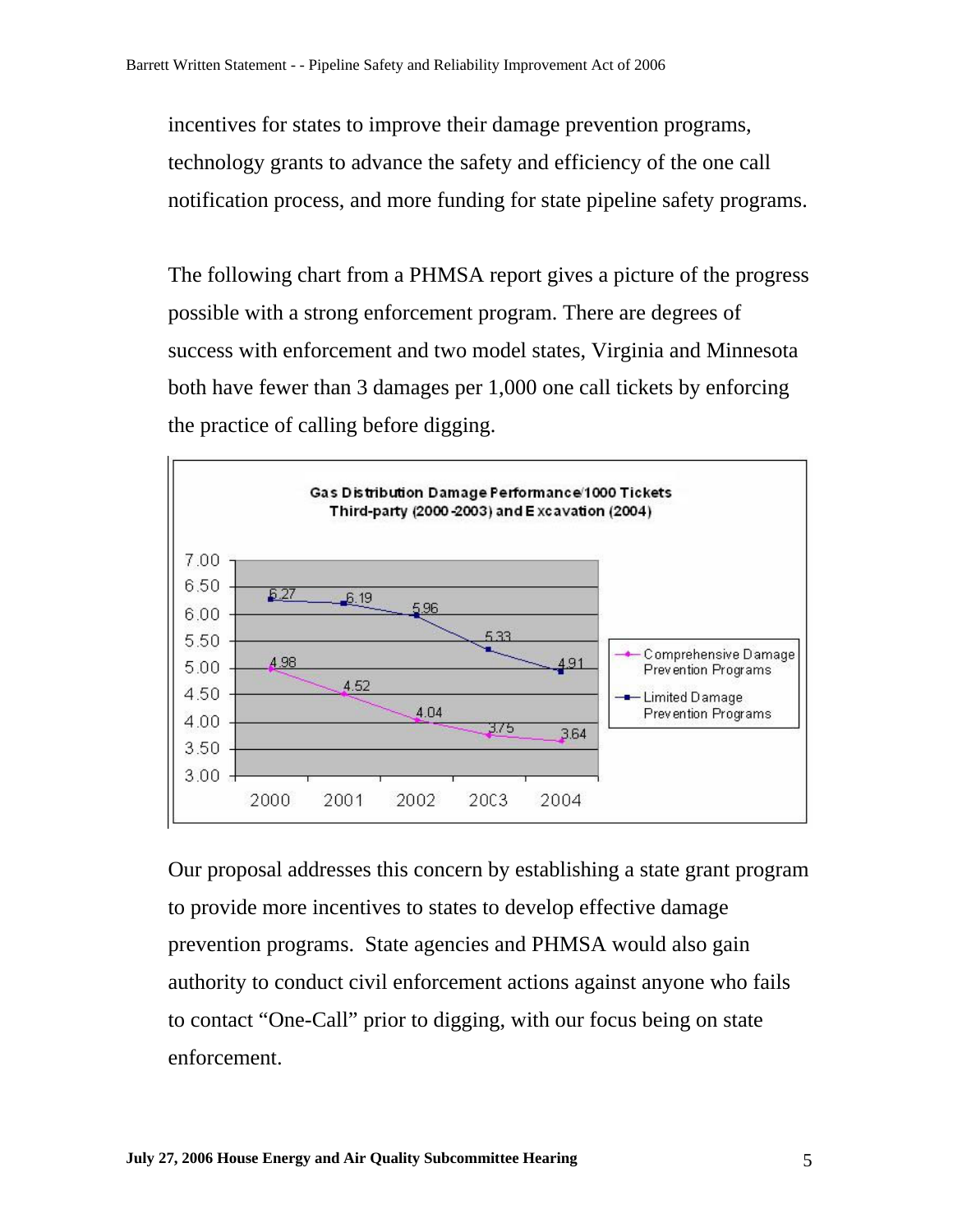incentives for states to improve their damage prevention programs, technology grants to advance the safety and efficiency of the one call notification process, and more funding for state pipeline safety programs.

The following chart from a PHMSA report gives a picture of the progress possible with a strong enforcement program. There are degrees of success with enforcement and two model states, Virginia and Minnesota both have fewer than 3 damages per 1,000 one call tickets by enforcing the practice of calling before digging.

**Gas Distribution Damage Performance/1000 Tickets**
**Third-party (2000-2003) and Excavation (2004)**

| Year | Comprehensive Damage Prevention Programs | Limited Damage Prevention Programs |
|---|---|---|
| 2000 | 4.98 | 6.27 |
| 2001 | 4.52 | 6.19 |
| 2002 | 4.04 | 5.96 |
| 2003 | 3.75 | 5.33 |
| 2004 | 3.64 | 4.91 |

Our proposal addresses this concern by establishing a state grant program to provide more incentives to states to develop effective damage prevention programs. State agencies and PHMSA would also gain authority to conduct civil enforcement actions against anyone who fails to contact "One-Call" prior to digging, with our focus being on state enforcement.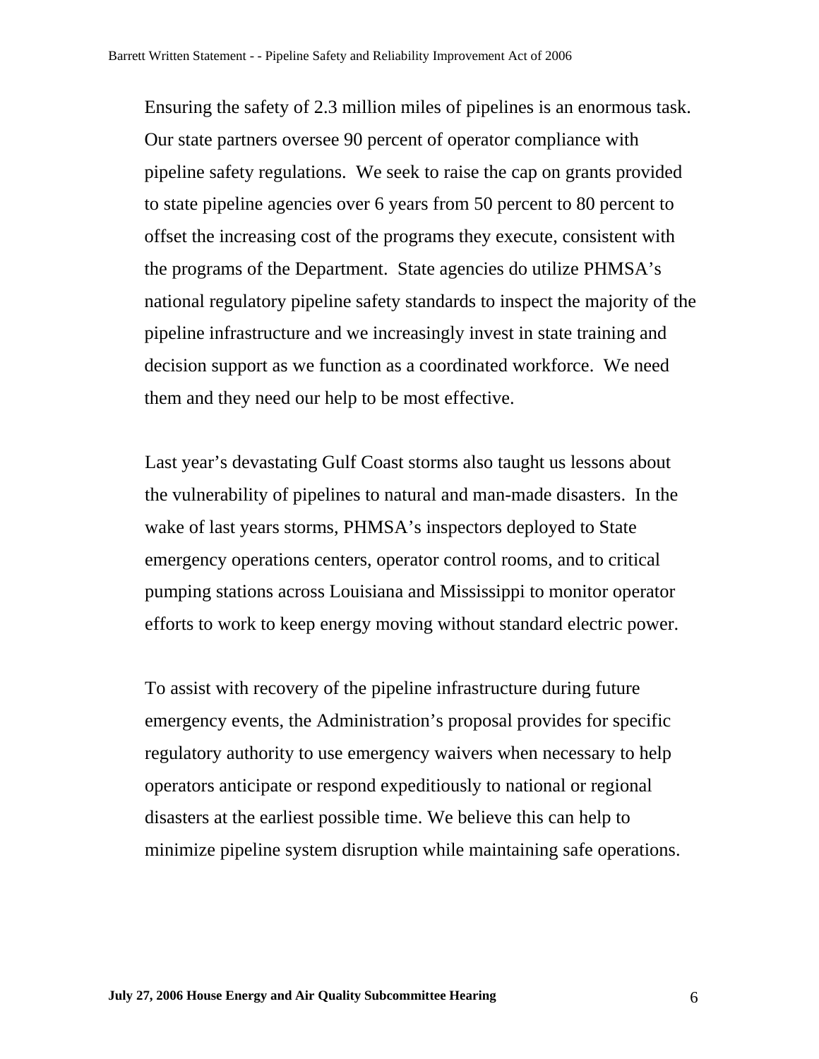Ensuring the safety of 2.3 million miles of pipelines is an enormous task. Our state partners oversee 90 percent of operator compliance with pipeline safety regulations. We seek to raise the cap on grants provided to state pipeline agencies over 6 years from 50 percent to 80 percent to offset the increasing cost of the programs they execute, consistent with the programs of the Department. State agencies do utilize PHMSA's national regulatory pipeline safety standards to inspect the majority of the pipeline infrastructure and we increasingly invest in state training and decision support as we function as a coordinated workforce. We need them and they need our help to be most effective.

Last year's devastating Gulf Coast storms also taught us lessons about the vulnerability of pipelines to natural and man-made disasters. In the wake of last years storms, PHMSA's inspectors deployed to State emergency operations centers, operator control rooms, and to critical pumping stations across Louisiana and Mississippi to monitor operator efforts to work to keep energy moving without standard electric power.

To assist with recovery of the pipeline infrastructure during future emergency events, the Administration's proposal provides for specific regulatory authority to use emergency waivers when necessary to help operators anticipate or respond expeditiously to national or regional disasters at the earliest possible time. We believe this can help to minimize pipeline system disruption while maintaining safe operations.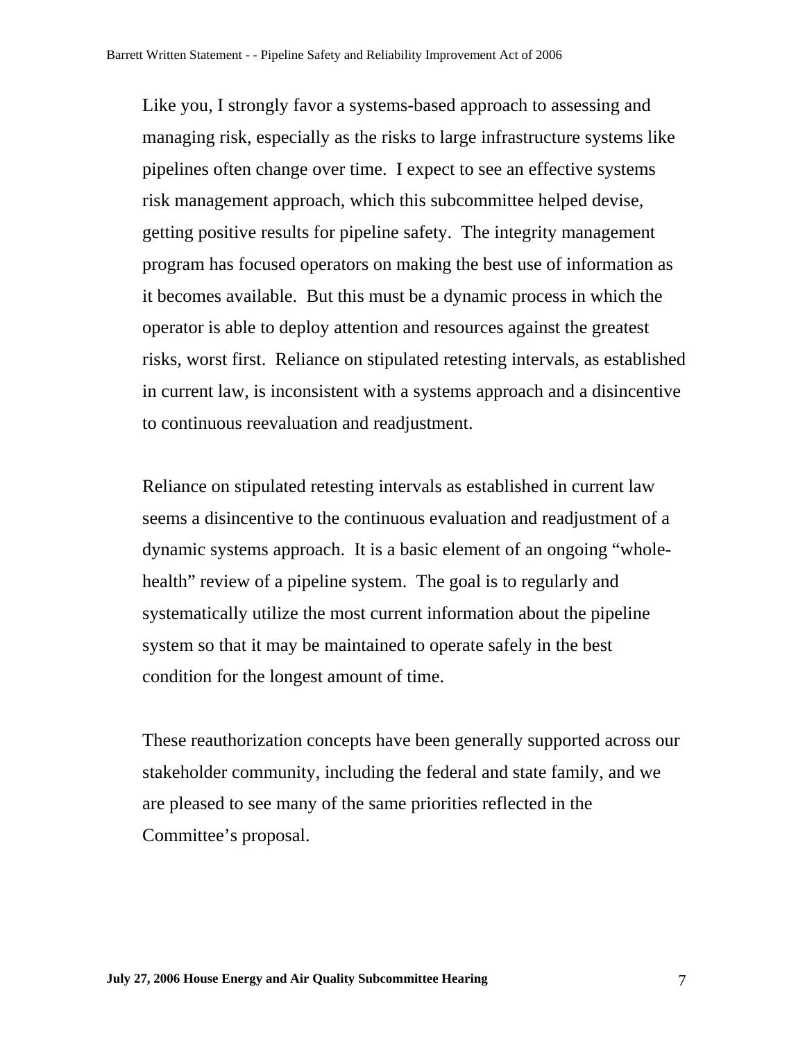Like you, I strongly favor a systems-based approach to assessing and managing risk, especially as the risks to large infrastructure systems like pipelines often change over time. I expect to see an effective systems risk management approach, which this subcommittee helped devise, getting positive results for pipeline safety. The integrity management program has focused operators on making the best use of information as it becomes available. But this must be a dynamic process in which the operator is able to deploy attention and resources against the greatest risks, worst first. Reliance on stipulated retesting intervals, as established in current law, is inconsistent with a systems approach and a disincentive to continuous reevaluation and readjustment.

Reliance on stipulated retesting intervals as established in current law seems a disincentive to the continuous evaluation and readjustment of a dynamic systems approach. It is a basic element of an ongoing "whole-health" review of a pipeline system. The goal is to regularly and systematically utilize the most current information about the pipeline system so that it may be maintained to operate safely in the best condition for the longest amount of time.

These reauthorization concepts have been generally supported across our stakeholder community, including the federal and state family, and we are pleased to see many of the same priorities reflected in the Committee's proposal.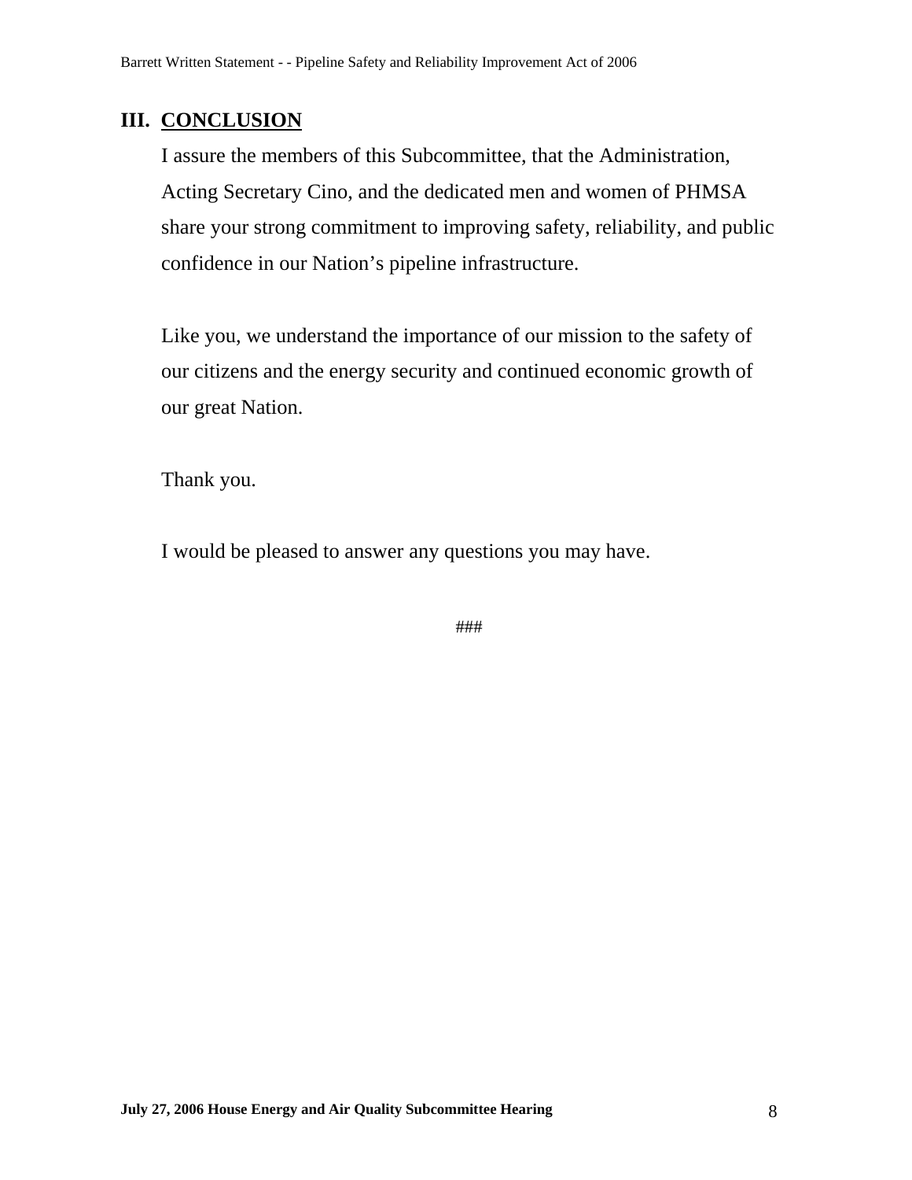## III. <u>CONCLUSION</u>

I assure the members of this Subcommittee, that the Administration, Acting Secretary Cino, and the dedicated men and women of PHMSA share your strong commitment to improving safety, reliability, and public confidence in our Nation's pipeline infrastructure.

Like you, we understand the importance of our mission to the safety of our citizens and the energy security and continued economic growth of our great Nation.

Thank you.

I would be pleased to answer any questions you may have.

###